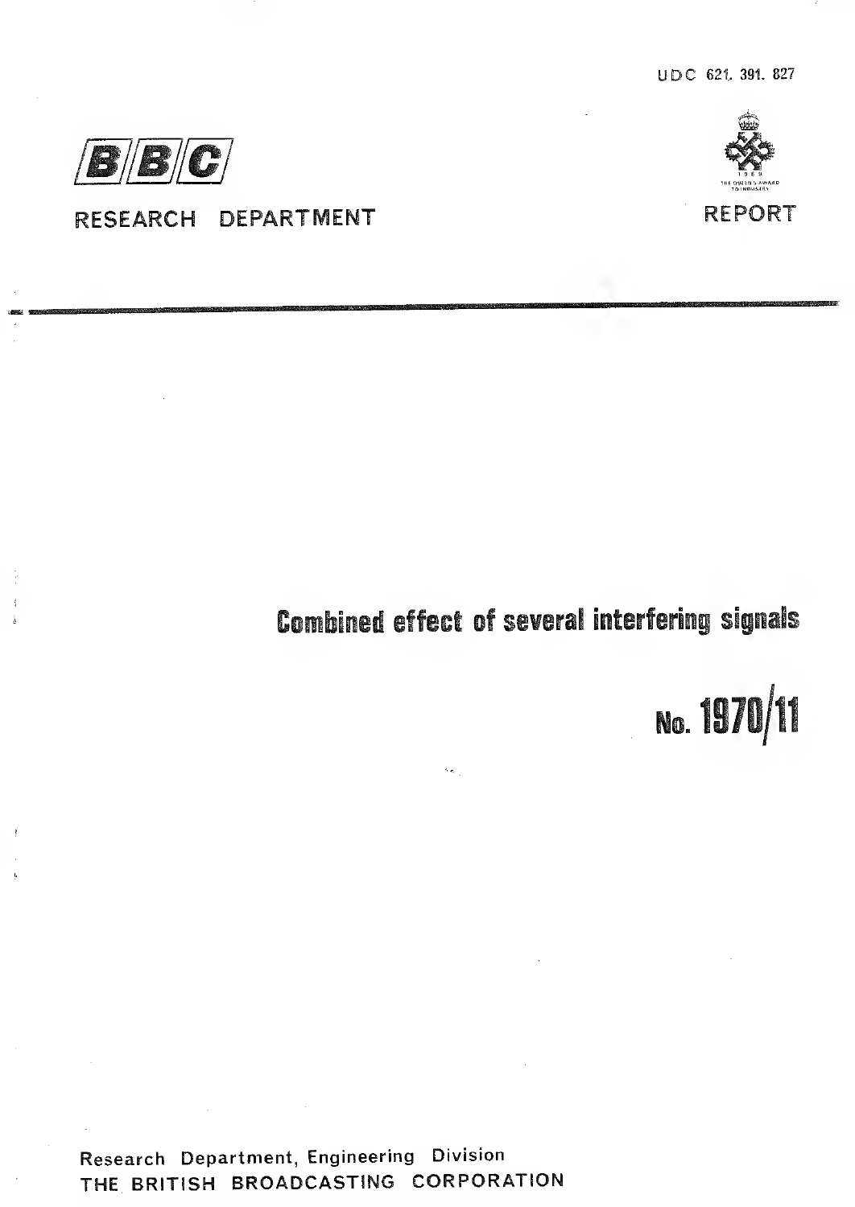UDC 621. 391. 827

BBC

RESEARCH DEPARTMENT

1969 THE QUEEN'S AWARD TO INDUSTRY

REPORT

# Combined effect of several interfering signals

# No. 1970/11

Research Department, Engineering Division
THE BRITISH BROADCASTING CORPORATION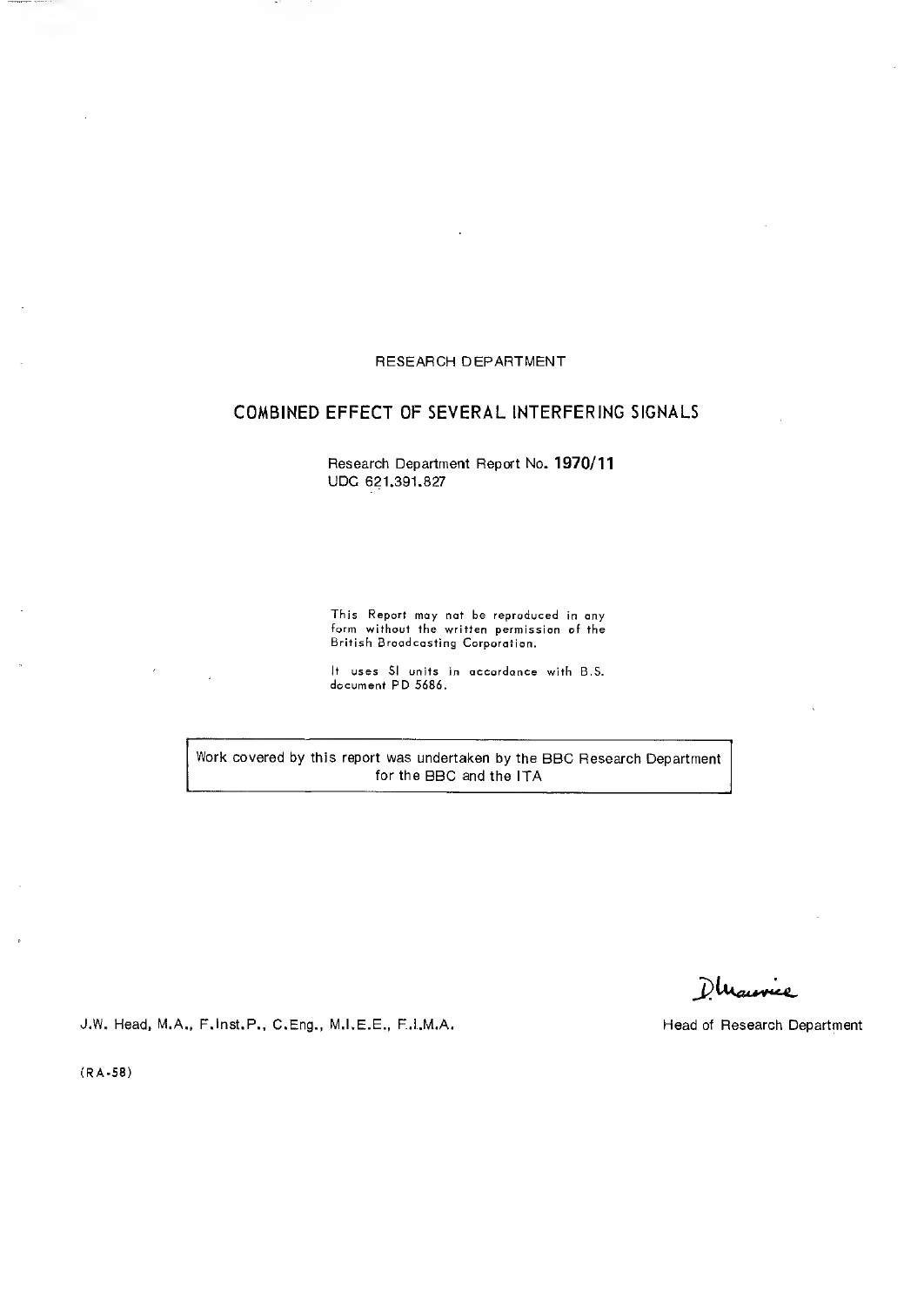RESEARCH DEPARTMENT

## COMBINED EFFECT OF SEVERAL INTERFERING SIGNALS

Research Department Report No. **1970/11**
UDC 621.391.827

This Report may not be reproduced in any form without the written permission of the British Broadcasting Corporation.

It uses SI units in accordance with B.S. document PD 5686.

Work covered by this report was undertaken by the BBC Research Department for the BBC and the ITA

J.W. Head, M.A., F.Inst.P., C.Eng., M.I.E.E., F.I.M.A.

D. Maurice

Head of Research Department

(RA-58)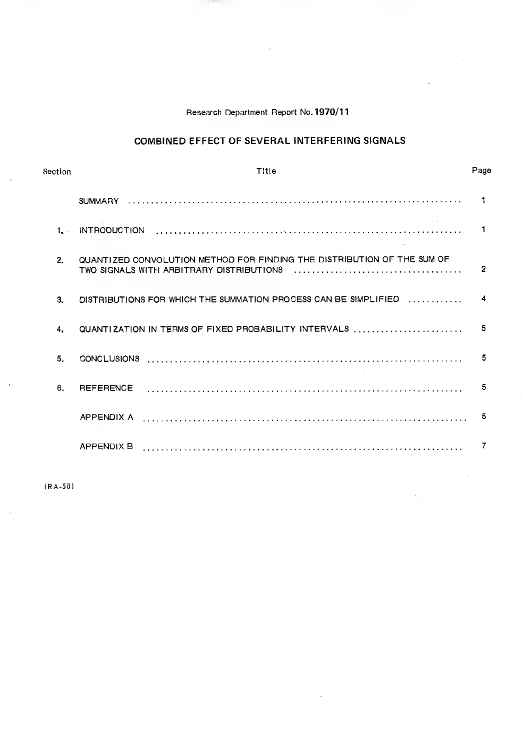Research Department Report No. **1970/11**

## COMBINED EFFECT OF SEVERAL INTERFERING SIGNALS

| Section | Title | Page |
|---|---|---|
| | SUMMARY | 1 |
| 1. | INTRODUCTION | 1 |
| 2. | QUANTIZED CONVOLUTION METHOD FOR FINDING THE DISTRIBUTION OF THE SUM OF TWO SIGNALS WITH ARBITRARY DISTRIBUTIONS | 2 |
| 3. | DISTRIBUTIONS FOR WHICH THE SUMMATION PROCESS CAN BE SIMPLIFIED | 4 |
| 4. | QUANTIZATION IN TERMS OF FIXED PROBABILITY INTERVALS | 5 |
| 5. | CONCLUSIONS | 5 |
| 6. | REFERENCE | 5 |
| | APPENDIX A | 5 |
| | APPENDIX B | 7 |

(RA-58)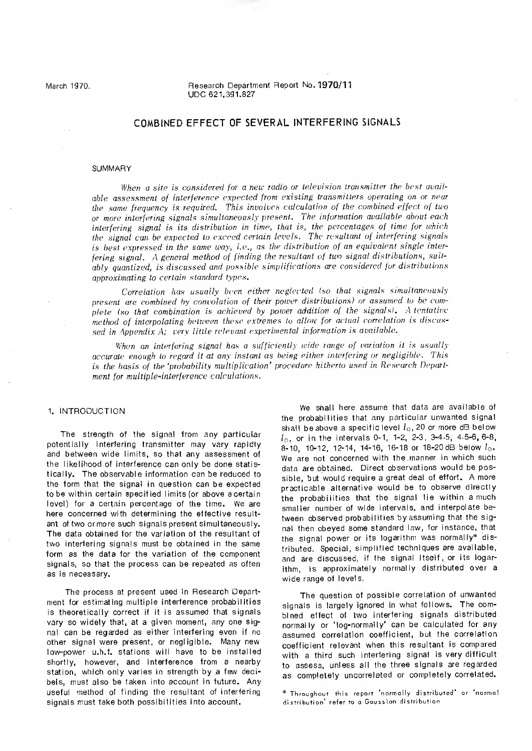March 1970.

Research Department Report No. 1970/11
UDC 621.391.827

# COMBINED EFFECT OF SEVERAL INTERFERING SIGNALS

## SUMMARY

*When a site is considered for a new radio or television transmitter the best available assessment of interference expected from existing transmitters operating on or near the same frequency is required. This involves calculation of the combined effect of two or more interfering signals simultaneously present. The information available about each interfering signal is its distribution in time, that is, the percentages of time for which the signal can be expected to exceed certain levels. The resultant of interfering signals is best expressed in the same way, i.e., as the distribution of an equivalent single interfering signal. A general method of finding the resultant of two signal distributions, suitably quantized, is discussed and possible simplifications are considered for distributions approximating to certain standard types.*

*Correlation has usually been either neglected (so that signals simultaneously present are combined by convolution of their power distributions) or assumed to be complete (so that combination is achieved by power addition of the signals). A tentative method of interpolating between these extremes to allow for actual correlation is discussed in Appendix A; very little relevant experimental information is available.*

*When an interfering signal has a sufficiently wide range of variation it is usually accurate enough to regard it at any instant as being either interfering or negligible. This is the basis of the 'probability multiplication' procedure hitherto used in Research Department for multiple-interference calculations.*

## 1. INTRODUCTION

The strength of the signal from any particular potentially interfering transmitter may vary rapidly and between wide limits, so that any assessment of the likelihood of interference can only be done statistically. The observable information can be reduced to the form that the signal in question can be expected to be within certain specified limits (or above a certain level) for a certain percentage of the time. We are here concerned with determining the effective resultant of two or more such signals present simultaneously. The data obtained for the variation of the resultant of two interfering signals must be obtained in the same form as the data for the variation of the component signals, so that the process can be repeated as often as is necessary.

The process at present used in Research Department for estimating multiple interference probabilities is theoretically correct if it is assumed that signals vary so widely that, at a given moment, any one signal can be regarded as either interfering even if no other signal were present, or negligible. Many new low-power u.h.f. stations will have to be installed shortly, however, and interference from a nearby station, which only varies in strength by a few decibels, must also be taken into account in future. Any useful method of finding the resultant of interfering signals must take both possibilities into account.

We shall here assume that data are available of the probabilities that any particular unwanted signal shall be above a specific level $I_0$, 20 or more dB below $I_0$, or in the intervals 0-1, 1-2, 2-3, 3-4.5, 4.5-6, 6-8, 8-10, 10-12, 12-14, 14-16, 16-18 or 18-20 dB below $I_0$. We are not concerned with the manner in which such data are obtained. Direct observations would be possible, but would require a great deal of effort. A more practicable alternative would be to observe directly the probabilities that the signal lie within a much smaller number of wide intervals, and interpolate between observed probabilities by assuming that the signal then obeyed some standard law, for instance, that the signal power or its logarithm was normally* distributed. Special, simplified techniques are available, and are discussed, if the signal itself, or its logarithm, is approximately normally distributed over a wide range of levels.

The question of possible correlation of unwanted signals is largely ignored in what follows. The combined effect of two interfering signals distributed normally or 'log-normally' can be calculated for any assumed correlation coefficient, but the correlation coefficient relevant when this resultant is compared with a third such interfering signal is very difficult to assess, unless all the three signals are regarded as completely uncorrelated or completely correlated.

\* Throughout this report 'normally distributed' or 'normal distribution' refer to a Gaussian distribution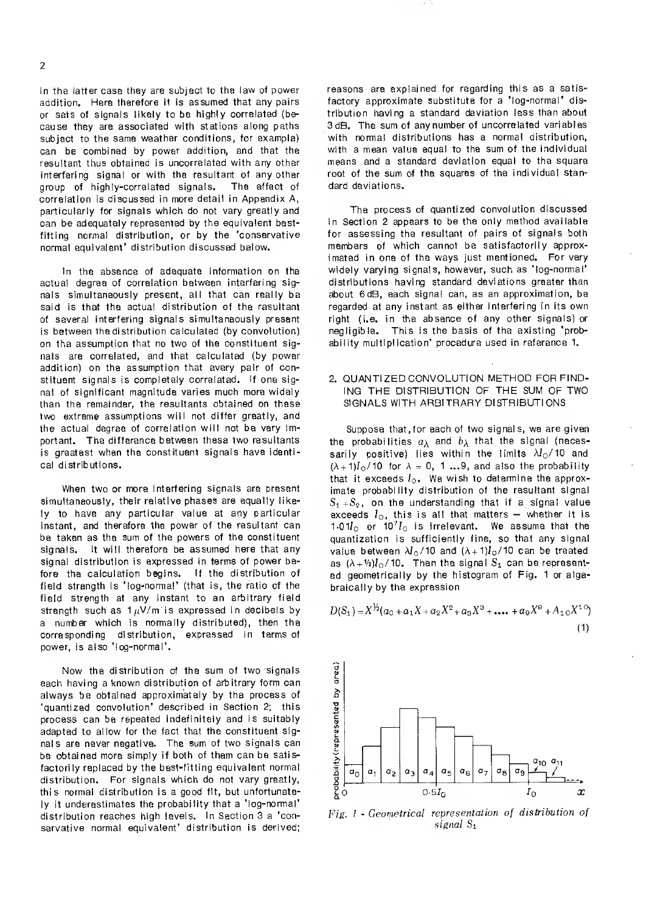In the latter case they are subject to the law of power addition. Here therefore it is assumed that any pairs or sets of signals likely to be highly correlated (because they are associated with stations along paths subject to the same weather conditions, for example) can be combined by power addition, and that the resultant thus obtained is uncorrelated with any other interfering signal or with the resultant of any other group of highly-correlated signals. The effect of correlation is discussed in more detail in Appendix A, particularly for signals which do not vary greatly and can be adequately represented by the equivalent best-fitting normal distribution, or by the 'conservative normal equivalent' distribution discussed below.

In the absence of adequate information on the actual degree of correlation between interfering signals simultaneously present, all that can really be said is that the actual distribution of the resultant of several interfering signals simultaneously present is between the distribution calculated (by convolution) on the assumption that no two of the constituent signals are correlated, and that calculated (by power addition) on the assumption that every pair of constituent signals is completely correlated. If one signal of significant magnitude varies much more widely than the remainder, the resultants obtained on these two extreme assumptions will not differ greatly, and the actual degree of correlation will not be very important. The difference between these two resultants is greatest when the constituent signals have identical distributions.

When two or more interfering signals are present simultaneously, their relative phases are equally likely to have any particular value at any particular instant, and therefore the power of the resultant can be taken as the sum of the powers of the constituent signals. It will therefore be assumed here that any signal distribution is expressed in terms of power before the calculation begins. If the distribution of field strength is 'log-normal' (that is, the ratio of the field strength at any instant to an arbitrary field strength such as 1 $\mu$V/m is expressed in decibels by a number which is normally distributed), then the corresponding distribution, expressed in terms of power, is also 'log-normal'.

Now the distribution of the sum of two signals each having a known distribution of arbitrary form can always be obtained approximately by the process of 'quantized convolution' described in Section 2; this process can be repeated indefinitely and is suitably adapted to allow for the fact that the constituent signals are never negative. The sum of two signals can be obtained more simply if both of them can be satisfactorily replaced by the best-fitting equivalent normal distribution. For signals which do not vary greatly, this normal distribution is a good fit, but unfortunately it underestimates the probability that a 'log-normal' distribution reaches high levels. In Section 3 a 'conservative normal equivalent' distribution is derived; reasons are explained for regarding this as a satisfactory approximate substitute for a 'log-normal' distribution having a standard deviation less than about 3 dB. The sum of any number of uncorrelated variables with normal distributions has a normal distribution, with a mean value equal to the sum of the individual means and a standard deviation equal to the square root of the sum of the squares of the individual standard deviations.

The process of quantized convolution discussed in Section 2 appears to be the only method available for assessing the resultant of pairs of signals both members of which cannot be satisfactorily approximated in one of the ways just mentioned. For very widely varying signals, however, such as 'log-normal' distributions having standard deviations greater than about 6 dB, each signal can, as an approximation, be regarded at any instant as either interfering in its own right (i.e. in the absence of any other signals) or negligible. This is the basis of the existing 'probability multiplication' procedure used in reference 1.

## 2. QUANTIZED CONVOLUTION METHOD FOR FINDING THE DISTRIBUTION OF THE SUM OF TWO SIGNALS WITH ARBITRARY DISTRIBUTIONS

Suppose that, for each of two signals, we are given the probabilities $a_\lambda$ and $b_\lambda$ that the signal (necessarily positive) lies within the limits $\lambda I_0/10$ and $(\lambda+1)I_0/10$ for $\lambda = 0, 1 \ldots 9$, and also the probability that it exceeds $I_0$. We wish to determine the approximate probability distribution of the resultant signal $S_1 + S_2$, on the understanding that if a signal value exceeds $I_0$, this is all that matters — whether it is $1{\cdot}01I_0$ or $10^7 I_0$ is irrelevant. We assume that the quantization is sufficiently fine, so that any signal value between $\lambda I_0/10$ and $(\lambda+1)I_0/10$ can be treated as $(\lambda+\frac{1}{2})I_0/10$. Then the signal $S_1$ can be represented geometrically by the histogram of Fig. 1 or algebraically by the expression

$$D(S_1) = X^{\frac{1}{2}}(a_0 + a_1X + a_2X^2 + a_3X^3 + \ldots + a_9X^9 + A_{10}X^{10}) \tag{1}$$

*Fig. 1 - Geometrical representation of distribution of signal $S_1$*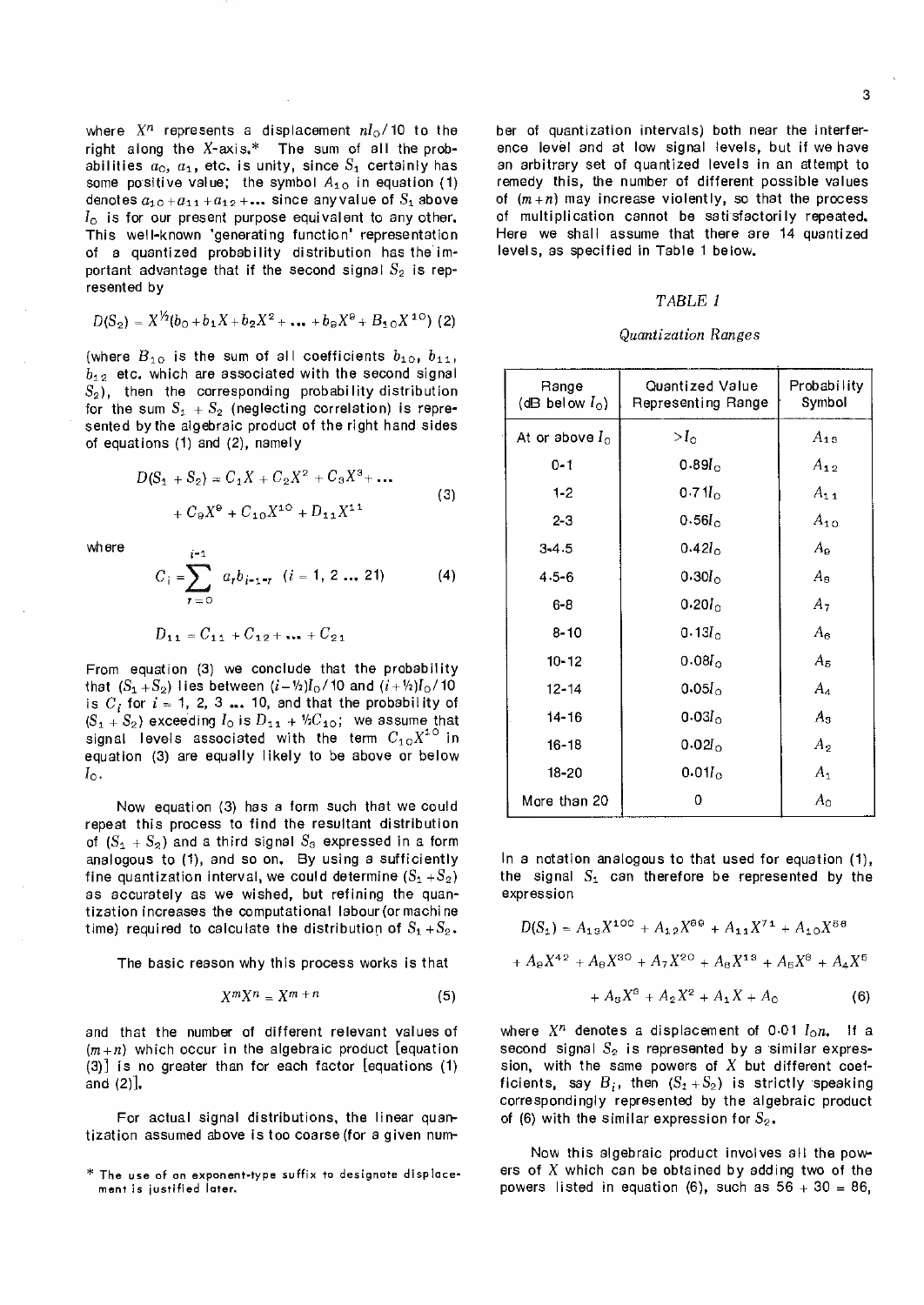where $X^n$ represents a displacement $nI_0/10$ to the right along the $X$-axis.* The sum of all the probabilities $a_0$, $a_1$, etc. is unity, since $S_1$ certainly has some positive value; the symbol $A_{10}$ in equation (1) denotes $a_{10} + a_{11} + a_{12} + \ldots$ since any value of $S_1$ above $I_0$ is for our present purpose equivalent to any other. This well-known 'generating function' representation of a quantized probability distribution has the important advantage that if the second signal $S_2$ is represented by

$$D(S_2) = X^{\frac{1}{2}}(b_0 + b_1X + b_2X^2 + \ldots + b_9X^9 + B_{10}X^{10}) \quad (2)$$

(where $B_{10}$ is the sum of all coefficients $b_{10}$, $b_{11}$, $b_{12}$ etc. which are associated with the second signal $S_2$), then the corresponding probability distribution for the sum $S_1 + S_2$ (neglecting correlation) is represented by the algebraic product of the right hand sides of equations (1) and (2), namely

$$D(S_1 + S_2) = C_1X + C_2X^2 + C_3X^3 + \ldots + C_9X^9 + C_{10}X^{10} + D_{11}X^{11} \quad (3)$$

where

$$C_i = \sum_{r=0}^{i-1} a_r b_{i-1-r} \quad (i = 1, 2 \ldots 21) \quad (4)$$

$$D_{11} = C_{11} + C_{12} + \ldots + C_{21}$$

From equation (3) we conclude that the probability that $(S_1 + S_2)$ lies between $(i-\frac{1}{2})I_0/10$ and $(i+\frac{1}{2})I_0/10$ is $C_i$ for $i = 1, 2, 3 \ldots 10$, and that the probability of $(S_1 + S_2)$ exceeding $I_0$ is $D_{11} + \frac{1}{2}C_{10}$; we assume that signal levels associated with the term $C_{10}X^{10}$ in equation (3) are equally likely to be above or below $I_0$.

Now equation (3) has a form such that we could repeat this process to find the resultant distribution of $(S_1 + S_2)$ and a third signal $S_3$ expressed in a form analogous to (1), and so on. By using a sufficiently fine quantization interval, we could determine $(S_1 + S_2)$ as accurately as we wished, but refining the quantization increases the computational labour (or machine time) required to calculate the distribution of $S_1 + S_2$.

The basic reason why this process works is that

$$X^mX^n = X^{m+n} \quad (5)$$

and that the number of different relevant values of $(m+n)$ which occur in the algebraic product [equation (3)] is no greater than for each factor [equations (1) and (2)].

For actual signal distributions, the linear quantization assumed above is too coarse (for a given number of quantization intervals) both near the interference level and at low signal levels, but if we have an arbitrary set of quantized levels in an attempt to remedy this, the number of different possible values of $(m+n)$ may increase violently, so that the process of multiplication cannot be satisfactorily repeated. Here we shall assume that there are 14 quantized levels, as specified in Table 1 below.

*TABLE 1*

*Quantization Ranges*

| Range (dB below $I_0$) | Quantized Value Representing Range | Probability Symbol |
|---|---|---|
| At or above $I_0$ | $>I_0$ | $A_{13}$ |
| 0-1 | $0.89I_0$ | $A_{12}$ |
| 1-2 | $0.71I_0$ | $A_{11}$ |
| 2-3 | $0.56I_0$ | $A_{10}$ |
| 3-4.5 | $0.42I_0$ | $A_9$ |
| 4.5-6 | $0.30I_0$ | $A_8$ |
| 6-8 | $0.20I_0$ | $A_7$ |
| 8-10 | $0.13I_0$ | $A_6$ |
| 10-12 | $0.08I_0$ | $A_5$ |
| 12-14 | $0.05I_0$ | $A_4$ |
| 14-16 | $0.03I_0$ | $A_3$ |
| 16-18 | $0.02I_0$ | $A_2$ |
| 18-20 | $0.01I_0$ | $A_1$ |
| More than 20 | 0 | $A_0$ |

In a notation analogous to that used for equation (1), the signal $S_1$ can therefore be represented by the expression

$$D(S_1) = A_{13}X^{100} + A_{12}X^{89} + A_{11}X^{71} + A_{10}X^{56} + A_9X^{42} + A_8X^{30} + A_7X^{20} + A_6X^{13} + A_5X^8 + A_4X^5 + A_3X^3 + A_2X^2 + A_1X + A_0 \quad (6)$$

where $X^n$ denotes a displacement of $0.01\,I_0n$. If a second signal $S_2$ is represented by a similar expression, with the same powers of $X$ but different coefficients, say $B_i$, then $(S_1 + S_2)$ is strictly speaking correspondingly represented by the algebraic product of (6) with the similar expression for $S_2$.

Now this algebraic product involves all the powers of $X$ which can be obtained by adding two of the powers listed in equation (6), such as $56 + 30 = 86$,

* The use of an exponent-type suffix to designate displacement is justified later.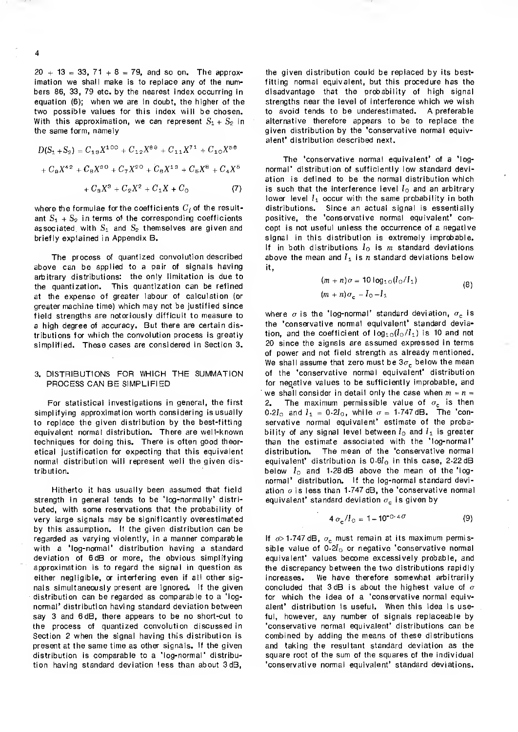$20 + 13 = 33$, $71 + 8 = 79$, and so on. The approximation we shall make is to replace any of the numbers 86, 33, 79 etc. by the nearest index occurring in equation (6); when we are in doubt, the higher of the two possible values for this index will be chosen. With this approximation, we can represent $S_1 + S_2$ in the same form, namely

$$D(S_1 + S_2) = C_{13}X^{100} + C_{12}X^{86} + C_{11}X^{71} + C_{10}X^{56}$$
$$+ C_9X^{42} + C_8X^{30} + C_7X^{20} + C_6X^{13} + C_5X^{8} + C_4X^{5}$$
$$+ C_3X^{3} + C_2X^{2} + C_1X + C_0 \qquad (7)$$

where the formulae for the coefficients $C_i$ of the resultant $S_1 + S_2$ in terms of the corresponding coefficients associated with $S_1$ and $S_2$ themselves are given and briefly explained in Appendix B.

The process of quantized convolution described above can be applied to a pair of signals having arbitrary distributions: the only limitation is due to the quantization. This quantization can be refined at the expense of greater labour of calculation (or greater machine time) which may not be justified since field strengths are notoriously difficult to measure to a high degree of accuracy. But there are certain distributions for which the convolution process is greatly simplified. These cases are considered in Section 3.

## 3. DISTRIBUTIONS FOR WHICH THE SUMMATION PROCESS CAN BE SIMPLIFIED

For statistical investigations in general, the first simplifying approximation worth considering is usually to replace the given distribution by the best-fitting equivalent normal distribution. There are well-known techniques for doing this. There is often good theoretical justification for expecting that this equivalent normal distribution will represent well the given distribution.

Hitherto it has usually been assumed that field strength in general tends to be 'log-normally' distributed, with some reservations that the probability of very large signals may be significantly overestimated by this assumption. If the given distribution can be regarded as varying violently, in a manner comparable with a 'log-normal' distribution having a standard deviation of 6 dB or more, the obvious simplifying approximation is to regard the signal in question as either negligible, or interfering even if all other signals simultaneously present are ignored. If the given distribution can be regarded as comparable to a 'log-normal' distribution having standard deviation between say 3 and 6 dB, there appears to be no short-cut to the process of quantized convolution discussed in Section 2 when the signal having this distribution is present at the same time as other signals. If the given distribution is comparable to a 'log-normal' distribution having standard deviation less than about 3 dB, the given distribution could be replaced by its best-fitting normal equivalent, but this procedure has the disadvantage that the probability of high signal strengths near the level of interference which we wish to avoid tends to be underestimated. A preferable alternative therefore appears to be to replace the given distribution by the 'conservative normal equivalent' distribution described next.

The 'conservative normal equivalent' of a 'log-normal' distribution of sufficiently low standard deviation is defined to be the normal distribution which is such that the interference level $I_0$ and an arbitrary lower level $I_1$ occur with the same probability in both distributions. Since an actual signal is essentially positive, the 'conservative normal equivalent' concept is not useful unless the occurrence of a negative signal in this distribution is extremely improbable. If in both distributions $I_0$ is $m$ standard deviations above the mean and $I_1$ is $n$ standard deviations below it,

$$(m + n)\sigma = 10 \log_{10}(I_0/I_1)$$
$$(m + n)\sigma_c = I_0 - I_1 \qquad (8)$$

where $\sigma$ is the 'log-normal' standard deviation, $\sigma_c$ is the 'conservative normal equivalent' standard deviation, and the coefficient of $\log_{10}(I_0/I_1)$ is 10 and not 20 since the signals are assumed expressed in terms of power and not field strength as already mentioned. We shall assume that zero must be $3\sigma_c$ below the mean of the 'conservative normal equivalent' distribution for negative values to be sufficiently improbable, and we shall consider in detail only the case when $m = n = 2$. The maximum permissible value of $\sigma_c$ is then $0{\cdot}2I_0$ and $I_1 = 0{\cdot}2I_0$, while $\sigma = 1{\cdot}747$ dB. The 'conservative normal equivalent' estimate of the probability of any signal level between $I_0$ and $I_1$ is greater than the estimate associated with the 'log-normal' distribution. The mean of the 'conservative normal equivalent' distribution is $0{\cdot}6I_0$ in this case, 2·22 dB below $I_0$ and 1·28 dB above the mean of the 'log-normal' distribution. If the log-normal standard deviation $\sigma$ is less than 1·747 dB, the 'conservative normal equivalent' standard deviation $\sigma_c$ is given by

$$4\,\sigma_c/I_0 = 1 - 10^{-0{\cdot}4\sigma} \qquad (9)$$

If $\sigma > 1{\cdot}747$ dB, $\sigma_c$ must remain at its maximum permissible value of $0{\cdot}2I_0$ or negative 'conservative normal equivalent' values become excessively probable, and the discrepancy between the two distributions rapidly increases. We have therefore somewhat arbitrarily concluded that 3 dB is about the highest value of $\sigma$ for which the idea of a 'conservative normal equivalent' distribution is useful. When this idea is useful, however, any number of signals replaceable by 'conservative normal equivalent' distributions can be combined by adding the means of these distributions and taking the resultant standard deviation as the square root of the sum of the squares of the individual 'conservative normal equivalent' standard deviations.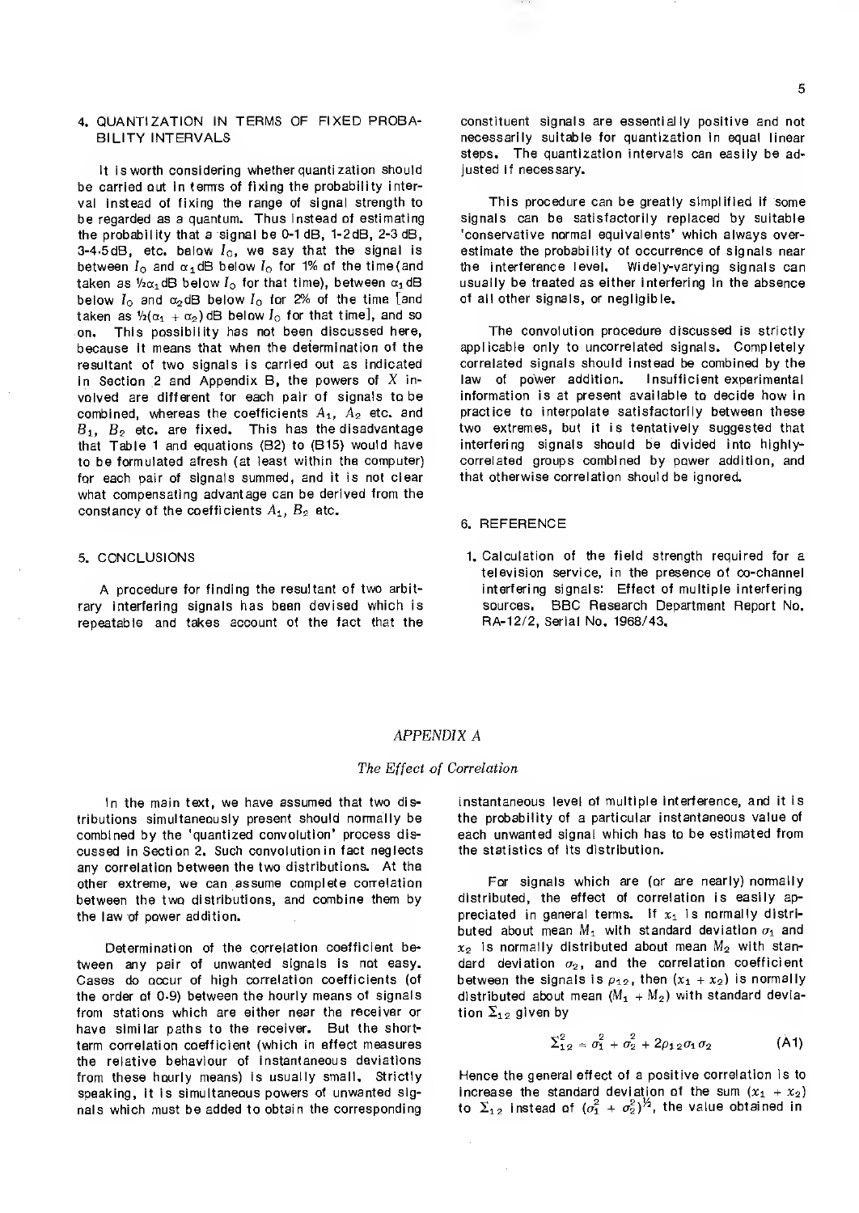## 4. QUANTIZATION IN TERMS OF FIXED PROBABILITY INTERVALS

It is worth considering whether quantization should be carried out in terms of fixing the probability interval instead of fixing the range of signal strength to be regarded as a quantum. Thus instead of estimating the probability that a signal be 0-1 dB, 1-2 dB, 2-3 dB, 3-4.5 dB, etc. below $I_0$, we say that the signal is between $I_0$ and $\alpha_1$ dB below $I_0$ for 1% of the time (and taken as $\frac{1}{2}\alpha_1$ dB below $I_0$ for that time), between $\alpha_1$ dB below $I_0$ and $\alpha_2$ dB below $I_0$ for 2% of the time [and taken as $\frac{1}{2}(\alpha_1 + \alpha_2)$ dB below $I_0$ for that time], and so on. This possibility has not been discussed here, because it means that when the determination of the resultant of two signals is carried out as indicated in Section 2 and Appendix B, the powers of $X$ involved are different for each pair of signals to be combined, whereas the coefficients $A_1$, $A_2$ etc. and $B_1$, $B_2$ etc. are fixed. This has the disadvantage that Table 1 and equations (B2) to (B15) would have to be formulated afresh (at least within the computer) for each pair of signals summed, and it is not clear what compensating advantage can be derived from the constancy of the coefficients $A_1$, $B_2$ etc.

## 5. CONCLUSIONS

A procedure for finding the resultant of two arbitrary interfering signals has been devised which is repeatable and takes account of the fact that the constituent signals are essentially positive and not necessarily suitable for quantization in equal linear steps. The quantization intervals can easily be adjusted if necessary.

This procedure can be greatly simplified if some signals can be satisfactorily replaced by suitable 'conservative normal equivalents' which always overestimate the probability of occurrence of signals near the interference level. Widely-varying signals can usually be treated as either interfering in the absence of all other signals, or negligible.

The convolution procedure discussed is strictly applicable only to uncorrelated signals. Completely correlated signals should instead be combined by the law of power addition. Insufficient experimental information is at present available to decide how in practice to interpolate satisfactorily between these two extremes, but it is tentatively suggested that interfering signals should be divided into highly-correlated groups combined by power addition, and that otherwise correlation should be ignored.

## 6. REFERENCE

1. Calculation of the field strength required for a television service, in the presence of co-channel interfering signals: Effect of multiple interfering sources. BBC Research Department Report No. RA-12/2, Serial No. 1968/43.

## *APPENDIX A*

### *The Effect of Correlation*

In the main text, we have assumed that two distributions simultaneously present should normally be combined by the 'quantized convolution' process discussed in Section 2. Such convolution in fact neglects any correlation between the two distributions. At the other extreme, we can assume complete correlation between the two distributions, and combine them by the law of power addition.

Determination of the correlation coefficient between any pair of unwanted signals is not easy. Cases do occur of high correlation coefficients (of the order of 0·9) between the hourly means of signals from stations which are either near the receiver or have similar paths to the receiver. But the short-term correlation coefficient (which in effect measures the relative behaviour of instantaneous deviations from these hourly means) is usually small. Strictly speaking, it is simultaneous powers of unwanted signals which must be added to obtain the corresponding instantaneous level of multiple interference, and it is the probability of a particular instantaneous value of each unwanted signal which has to be estimated from the statistics of its distribution.

For signals which are (or are nearly) normally distributed, the effect of correlation is easily appreciated in general terms. If $x_1$ is normally distributed about mean $M_1$ with standard deviation $\sigma_1$ and $x_2$ is normally distributed about mean $M_2$ with standard deviation $\sigma_2$, and the correlation coefficient between the signals is $\rho_{12}$, then $(x_1 + x_2)$ is normally distributed about mean $(M_1 + M_2)$ with standard deviation $\Sigma_{12}$ given by

$$\Sigma_{12}^2 = \sigma_1^2 + \sigma_2^2 + 2\rho_{12}\sigma_1\sigma_2 \tag{A1}$$

Hence the general effect of a positive correlation is to increase the standard deviation of the sum $(x_1 + x_2)$ to $\Sigma_{12}$ instead of $(\sigma_1^2 + \sigma_2^2)^{\frac{1}{2}}$, the value obtained in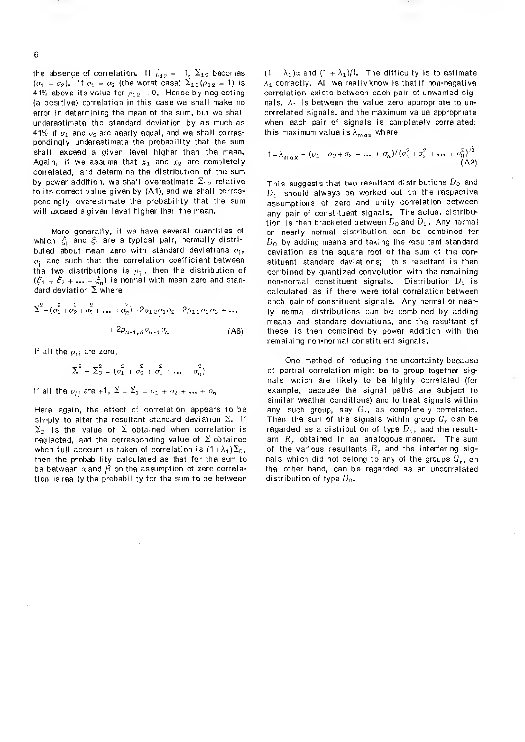the absence of correlation. If $\rho_{12} = +1$, $\Sigma_{12}$ becomes $(\sigma_1 + \sigma_2)$. If $\sigma_1 = \sigma_2$ (the worst case) $\Sigma_{12}(\rho_{12} = 1)$ is 41% above its value for $\rho_{12} = 0$. Hence by neglecting (a positive) correlation in this case we shall make no error in determining the mean of the sum, but we shall underestimate the standard deviation by as much as 41% if $\sigma_1$ and $\sigma_2$ are nearly equal, and we shall correspondingly underestimate the probability that the sum shall exceed a given level higher than the mean. Again, if we assume that $x_1$ and $x_2$ are completely correlated, and determine the distribution of the sum by power addition, we shall overestimate $\Sigma_{12}$ relative to its correct value given by (A1), and we shall correspondingly overestimate the probability that the sum will exceed a given level higher than the mean.

More generally, if we have several quantities of which $\xi_i$ and $\xi_j$ are a typical pair, normally distributed about mean zero with standard deviations $\sigma_i$, $\sigma_j$ and such that the correlation coefficient between the two distributions is $\rho_{ij}$, then the distribution of $(\xi_1 + \xi_2 + \dots + \xi_n)$ is normal with mean zero and standard deviation $\Sigma$ where

$$\Sigma^2 = (\sigma_1^2 + \sigma_2^2 + \sigma_3^2 + \dots + \sigma_n^2) + 2\rho_{12}\sigma_1\sigma_2 + 2\rho_{13}\sigma_1\sigma_3 + \dots + 2\rho_{n-1,n}\sigma_{n-1}\sigma_n \qquad \text{(A6)}$$

If all the $\rho_{ij}$ are zero,

$$\Sigma^2 = \Sigma_0^2 = (\sigma_1^2 + \sigma_2^2 + \sigma_3^2 + \dots + \sigma_n^2)$$

If all the $\rho_{ij}$ are +1, $\Sigma = \Sigma_1 = \sigma_1 + \sigma_2 + \dots + \sigma_n$

Here again, the effect of correlation appears to be simply to alter the resultant standard deviation $\Sigma$. If $\Sigma_0$ is the value of $\Sigma$ obtained when correlation is neglected, and the corresponding value of $\Sigma$ obtained when full account is taken of correlation is $(1 + \lambda_1)\Sigma_0$, then the probability calculated as that for the sum to be between $\alpha$ and $\beta$ on the assumption of zero correlation is really the probability for the sum to be between $(1 + \lambda_1)\alpha$ and $(1 + \lambda_1)\beta$. The difficulty is to estimate $\lambda_1$ correctly. All we really know is that if non-negative correlation exists between each pair of unwanted signals, $\lambda_1$ is between the value zero appropriate to uncorrelated signals, and the maximum value appropriate when each pair of signals is completely correlated; this maximum value is $\lambda_{max}$ where

$$1 + \lambda_{max} = (\sigma_1 + \sigma_2 + \sigma_3 + \dots + \sigma_n)/(\sigma_1^2 + \sigma_2^2 + \dots + \sigma_n^2)^{1/2} \qquad \text{(A2)}$$

This suggests that two resultant distributions $D_0$ and $D_1$ should always be worked out on the respective assumptions of zero and unity correlation between any pair of constituent signals. The actual distribution is then bracketed between $D_0$ and $D_1$. Any normal or nearly normal distribution can be combined for $D_0$ by adding means and taking the resultant standard deviation as the square root of the sum of the constituent standard deviations; this resultant is then combined by quantized convolution with the remaining non-normal constituent signals. Distribution $D_1$ is calculated as if there were total correlation between each pair of constituent signals. Any normal or nearly normal distributions can be combined by adding means and standard deviations, and the resultant of these is then combined by power addition with the remaining non-normal constituent signals.

One method of reducing the uncertainty because of partial correlation might be to group together signals which are likely to be highly correlated (for example, because the signal paths are subject to similar weather conditions) and to treat signals within any such group, say $G_r$, as completely correlated. Then the sum of the signals within group $G_r$ can be regarded as a distribution of type $D_1$, and the resultant $R_r$ obtained in an analogous manner. The sum of the various resultants $R_r$ and the interfering signals which did not belong to any of the groups $G_r$, on the other hand, can be regarded as an uncorrelated distribution of type $D_0$.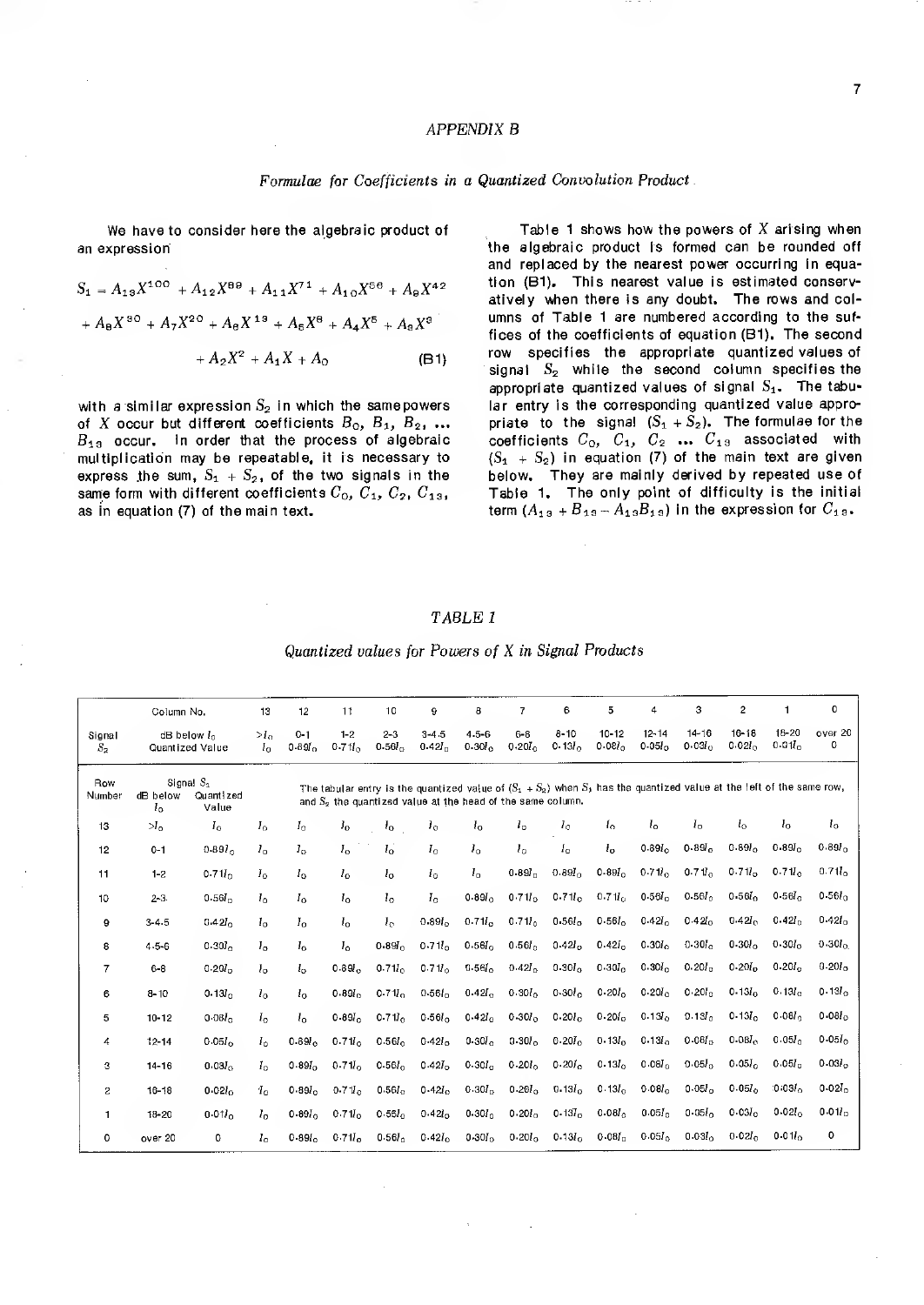## APPENDIX B

### *Formulae for Coefficients in a Quantized Convolution Product*

We have to consider here the algebraic product of an expression

$$S_1 = A_{13}X^{100} + A_{12}X^{89} + A_{11}X^{71} + A_{10}X^{56} + A_9X^{42} + A_8X^{30} + A_7X^{20} + A_6X^{13} + A_5X^8 + A_4X^5 + A_3X^3 + A_2X^2 + A_1X + A_0 \qquad \text{(B1)}$$

with a similar expression $S_2$ in which the same powers of $X$ occur but different coefficients $B_0$, $B_1$, $B_2$, ... $B_{13}$ occur. In order that the process of algebraic multiplication may be repeatable, it is necessary to express the sum, $S_1 + S_2$, of the two signals in the same form with different coefficients $C_0$, $C_1$, $C_2$, $C_{13}$, as in equation (7) of the main text.

Table 1 shows how the powers of $X$ arising when the algebraic product is formed can be rounded off and replaced by the nearest power occurring in equation (B1). This nearest value is estimated conservatively when there is any doubt. The rows and columns of Table 1 are numbered according to the suffices of the coefficients of equation (B1). The second row specifies the appropriate quantized values of signal $S_2$ while the second column specifies the appropriate quantized values of signal $S_1$. The tabular entry is the corresponding quantized value appropriate to the signal $(S_1 + S_2)$. The formulae for the coefficients $C_0$, $C_1$, $C_2$ ... $C_{13}$ associated with $(S_1 + S_2)$ in equation (7) of the main text are given below. They are mainly derived by repeated use of Table 1. The only point of difficulty is the initial term $(A_{13} + B_{13} - A_{13}B_{13})$ in the expression for $C_{13}$.

### *TABLE 1*

*Quantized values for Powers of X in Signal Products*

| | Column No. | | 13 | 12 | 11 | 10 | 9 | 8 | 7 | 6 | 5 | 4 | 3 | 2 | 1 | 0 |
|---|---|---|---|---|---|---|---|---|---|---|---|---|---|---|---|---|
| Signal $S_2$ | dB below $I_0$ | | $>I_0$ | 0-1 | 1-2 | 2-3 | 3-4.5 | 4.5-6 | 6-8 | 8-10 | 10-12 | 12-14 | 14-16 | 16-18 | 18-20 | over 20 |
| | Quantized Value | | $I_0$ | $0.89I_0$ | $0.71I_0$ | $0.56I_0$ | $0.42I_0$ | $0.30I_0$ | $0.20I_0$ | $0.13I_0$ | $0.08I_0$ | $0.05I_0$ | $0.03I_0$ | $0.02I_0$ | $0.01I_0$ | 0 |
| Row Number | Signal $S_1$ dB below $I_0$ | Quantized Value | The tabular entry is the quantized value of $(S_1 + S_2)$ when $S_1$ has the quantized value at the left of the same row, and $S_2$ the quantized value at the head of the same column. | | | | | | | | | | | | | |
| 13 | $>I_0$ | $I_0$ | $I_0$ | $I_0$ | $I_0$ | $I_0$ | $I_0$ | $I_0$ | $I_0$ | $I_0$ | $I_0$ | $I_0$ | $I_0$ | $I_0$ | $I_0$ | $I_0$ |
| 12 | 0-1 | $0.89I_0$ | $I_0$ | $I_0$ | $I_0$ | $I_0$ | $I_0$ | $I_0$ | $I_0$ | $I_0$ | $I_0$ | $0.89I_0$ | $0.89I_0$ | $0.89I_0$ | $0.89I_0$ | $0.89I_0$ |
| 11 | 1-2 | $0.71I_0$ | $I_0$ | $I_0$ | $I_0$ | $I_0$ | $I_0$ | $I_0$ | $0.89I_0$ | $0.89I_0$ | $0.89I_0$ | $0.71I_0$ | $0.71I_0$ | $0.71I_0$ | $0.71I_0$ | $0.71I_0$ |
| 10 | 2-3 | $0.56I_0$ | $I_0$ | $I_0$ | $I_0$ | $I_0$ | $I_0$ | $0.89I_0$ | $0.71I_0$ | $0.71I_0$ | $0.71I_0$ | $0.56I_0$ | $0.56I_0$ | $0.56I_0$ | $0.56I_0$ | $0.56I_0$ |
| 9 | 3-4.5 | $0.42I_0$ | $I_0$ | $I_0$ | $I_0$ | $I_0$ | $0.89I_0$ | $0.71I_0$ | $0.71I_0$ | $0.56I_0$ | $0.56I_0$ | $0.42I_0$ | $0.42I_0$ | $0.42I_0$ | $0.42I_0$ | $0.42I_0$ |
| 8 | 4.5-6 | $0.30I_0$ | $I_0$ | $I_0$ | $I_0$ | $0.89I_0$ | $0.71I_0$ | $0.56I_0$ | $0.56I_0$ | $0.42I_0$ | $0.42I_0$ | $0.30I_0$ | $0.30I_0$ | $0.30I_0$ | $0.30I_0$ | $0.30I_0$ |
| 7 | 6-8 | $0.20I_0$ | $I_0$ | $I_0$ | $0.89I_0$ | $0.71I_0$ | $0.71I_0$ | $0.56I_0$ | $0.42I_0$ | $0.30I_0$ | $0.30I_0$ | $0.30I_0$ | $0.20I_0$ | $0.20I_0$ | $0.20I_0$ | $0.20I_0$ |
| 6 | 8-10 | $0.13I_0$ | $I_0$ | $I_0$ | $0.89I_0$ | $0.71I_0$ | $0.56I_0$ | $0.42I_0$ | $0.30I_0$ | $0.30I_0$ | $0.20I_0$ | $0.20I_0$ | $0.20I_0$ | $0.13I_0$ | $0.13I_0$ | $0.13I_0$ |
| 5 | 10-12 | $0.08I_0$ | $I_0$ | $I_0$ | $0.89I_0$ | $0.71I_0$ | $0.56I_0$ | $0.42I_0$ | $0.30I_0$ | $0.20I_0$ | $0.20I_0$ | $0.13I_0$ | $0.13I_0$ | $0.13I_0$ | $0.08I_0$ | $0.08I_0$ |
| 4 | 12-14 | $0.05I_0$ | $I_0$ | $0.89I_0$ | $0.71I_0$ | $0.56I_0$ | $0.42I_0$ | $0.30I_0$ | $0.30I_0$ | $0.20I_0$ | $0.13I_0$ | $0.13I_0$ | $0.08I_0$ | $0.08I_0$ | $0.05I_0$ | $0.05I_0$ |
| 3 | 14-16 | $0.03I_0$ | $I_0$ | $0.89I_0$ | $0.71I_0$ | $0.56I_0$ | $0.42I_0$ | $0.30I_0$ | $0.20I_0$ | $0.20I_0$ | $0.13I_0$ | $0.08I_0$ | $0.05I_0$ | $0.05I_0$ | $0.05I_0$ | $0.03I_0$ |
| 2 | 16-18 | $0.02I_0$ | $I_0$ | $0.89I_0$ | $0.71I_0$ | $0.56I_0$ | $0.42I_0$ | $0.30I_0$ | $0.20I_0$ | $0.13I_0$ | $0.13I_0$ | $0.08I_0$ | $0.05I_0$ | $0.05I_0$ | $0.03I_0$ | $0.02I_0$ |
| 1 | 18-20 | $0.01I_0$ | $I_0$ | $0.89I_0$ | $0.71I_0$ | $0.56I_0$ | $0.42I_0$ | $0.30I_0$ | $0.20I_0$ | $0.13I_0$ | $0.08I_0$ | $0.05I_0$ | $0.05I_0$ | $0.03I_0$ | $0.02I_0$ | $0.01I_0$ |
| 0 | over 20 | 0 | $I_0$ | $0.89I_0$ | $0.71I_0$ | $0.56I_0$ | $0.42I_0$ | $0.30I_0$ | $0.20I_0$ | $0.13I_0$ | $0.08I_0$ | $0.05I_0$ | $0.03I_0$ | $0.02I_0$ | $0.01I_0$ | 0 |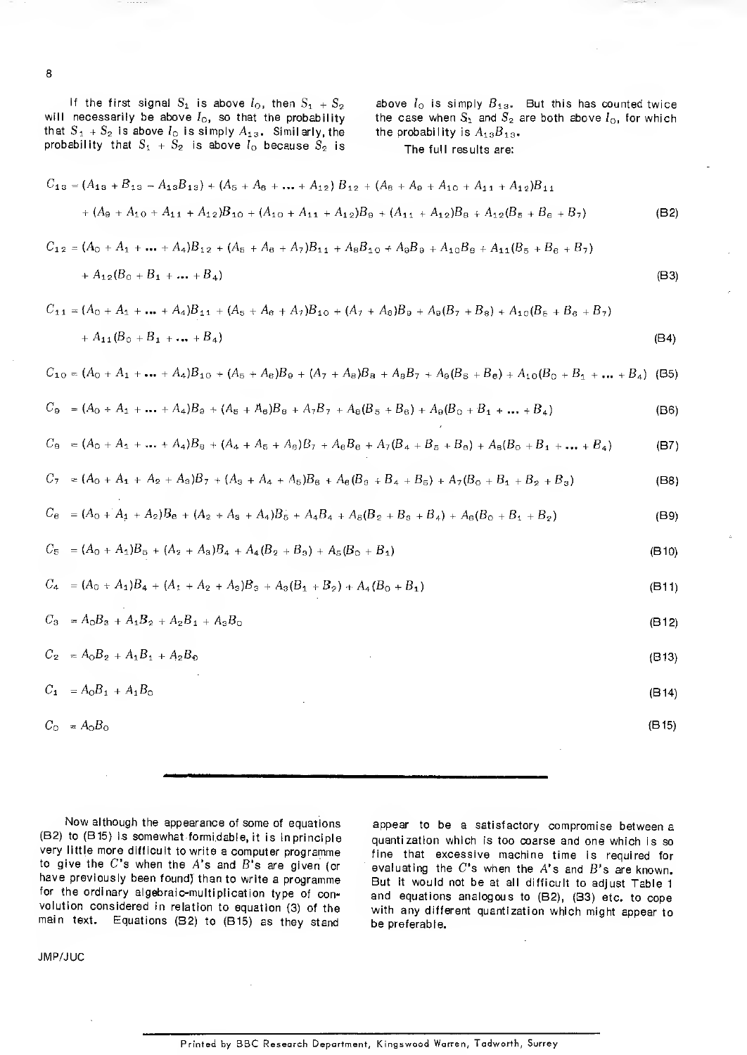If the first signal $S_1$ is above $l_0$, then $S_1 + S_2$ will necessarily be above $l_0$, so that the probability that $S_1 + S_2$ is above $l_0$ is simply $A_{13}$. Similarly, the probability that $S_1 + S_2$ is above $l_0$ because $S_2$ is above $l_0$ is simply $B_{13}$. But this has counted twice the case when $S_1$ and $S_2$ are both above $l_0$, for which the probability is $A_{13}B_{13}$.

The full results are:

$$C_{13} = (A_{13} + B_{13} - A_{13}B_{13}) + (A_5 + A_6 + \dots + A_{12})B_{12} + (A_8 + A_9 + A_{10} + A_{11} + A_{12})B_{11}$$
$$+ (A_9 + A_{10} + A_{11} + A_{12})B_{10} + (A_{10} + A_{11} + A_{12})B_9 + (A_{11} + A_{12})B_8 + A_{12}(B_5 + B_6 + B_7) \quad \text{(B2)}$$

$$C_{12} = (A_0 + A_1 + \dots + A_4)B_{12} + (A_5 + A_6 + A_7)B_{11} + A_8B_{10} + A_9B_9 + A_{10}B_8 + A_{11}(B_5 + B_6 + B_7)$$
$$+ A_{12}(B_0 + B_1 + \dots + B_4) \quad \text{(B3)}$$

$$C_{11} = (A_0 + A_1 + \dots + A_4)B_{11} + (A_5 + A_6 + A_7)B_{10} + (A_7 + A_8)B_9 + A_9(B_7 + B_8) + A_{10}(B_5 + B_6 + B_7)$$
$$+ A_{11}(B_0 + B_1 + \dots + B_4) \quad \text{(B4)}$$

$$C_{10} = (A_0 + A_1 + \dots + A_4)B_{10} + (A_5 + A_6)B_9 + (A_7 + A_8)B_8 + A_8B_7 + A_9(B_5 + B_6) + A_{10}(B_0 + B_1 + \dots + B_4) \quad \text{(B5)}$$

$$C_9 = (A_0 + A_1 + \dots + A_4)B_9 + (A_5 + A_6)B_8 + A_7B_7 + A_8(B_5 + B_6) + A_9(B_0 + B_1 + \dots + B_4) \quad \text{(B6)}$$

$$C_8 = (A_0 + A_1 + \dots + A_4)B_8 + (A_4 + A_5 + A_6)B_7 + A_6B_6 + A_7(B_4 + B_5 + B_6) + A_8(B_0 + B_1 + \dots + B_4) \quad \text{(B7)}$$

$$C_7 = (A_0 + A_1 + A_2 + A_3)B_7 + (A_3 + A_4 + A_5)B_6 + A_6(B_3 + B_4 + B_5) + A_7(B_0 + B_1 + B_2 + B_3) \quad \text{(B8)}$$

$$C_6 = (A_0 + A_1 + A_2)B_6 + (A_2 + A_3 + A_4)B_5 + A_4B_4 + A_5(B_2 + B_3 + B_4) + A_6(B_0 + B_1 + B_2) \quad \text{(B9)}$$

$$C_5 = (A_0 + A_1)B_5 + (A_2 + A_3)B_4 + A_4(B_2 + B_3) + A_5(B_0 + B_1) \quad \text{(B10)}$$

$$C_4 = (A_0 + A_1)B_4 + (A_1 + A_2 + A_3)B_3 + A_3(B_1 + B_2) + A_4(B_0 + B_1) \quad \text{(B11)}$$

$$C_3 = A_0B_3 + A_1B_2 + A_2B_1 + A_3B_0 \quad \text{(B12)}$$

$$C_2 = A_0B_2 + A_1B_1 + A_2B_0 \quad \text{(B13)}$$

$$C_1 = A_0B_1 + A_1B_0 \quad \text{(B14)}$$

$$C_0 = A_0B_0 \quad \text{(B15)}$$

---

Now although the appearance of some of equations (B2) to (B15) is somewhat formidable, it is in principle very little more difficult to write a computer programme to give the $C$'s when the $A$'s and $B$'s are given (or have previously been found) than to write a programme for the ordinary algebraic-multiplication type of convolution considered in relation to equation (3) of the main text. Equations (B2) to (B15) as they stand appear to be a satisfactory compromise between a quantization which is too coarse and one which is so fine that excessive machine time is required for evaluating the $C$'s when the $A$'s and $B$'s are known. But it would not be at all difficult to adjust Table 1 and equations analogous to (B2), (B3) etc. to cope with any different quantization which might appear to be preferable.

JMP/JUC

Printed by BBC Research Department, Kingswood Warren, Tadworth, Surrey